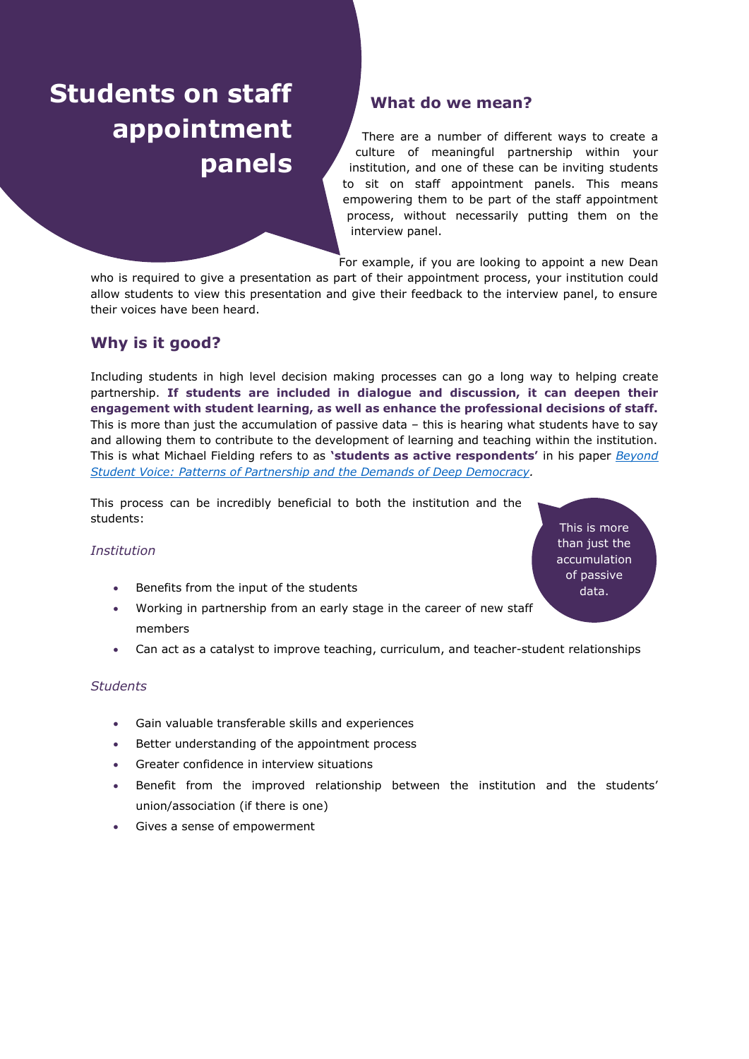# Students on staff appointment panels

## What do we mean?

There are a number of different ways to create a culture of meaningful partnership within your institution, and one of these can be inviting students to sit on staff appointment panels. This means empowering them to be part of the staff appointment process, without necessarily putting them on the interview panel.

For example, if you are looking to appoint a new Dean who is required to give a presentation as part of their appointment process, your institution could allow students to view this presentation and give their feedback to the interview panel, to ensure their voices have been heard.

## Why is it good?

Including students in high level decision making processes can go a long way to helping create partnership. **If students are included in dialogue and discussion, it can deepen their engagement with student learning, as well as enhance the professional decisions of staff.** This is more than just the accumulation of passive data – this is hearing what students have to say and allowing them to contribute to the development of learning and teaching within the institution. This is what Michael Fielding refers to as **'students as active respondents'** in his paper *Beyond Student Voice: Patterns of Partnership and the Demands of Deep Democracy*.

This process can be incredibly beneficial to both the institution and the students:

> This is more than just the accumulation of passive data.

*Institution*

- Benefits from the input of the students
- Working in partnership from an early stage in the career of new staff members
- Can act as a catalyst to improve teaching, curriculum, and teacher-student relationships

*Students*

- Gain valuable transferable skills and experiences
- Better understanding of the appointment process
- Greater confidence in interview situations
- Benefit from the improved relationship between the institution and the students' union/association (if there is one)
- Gives a sense of empowerment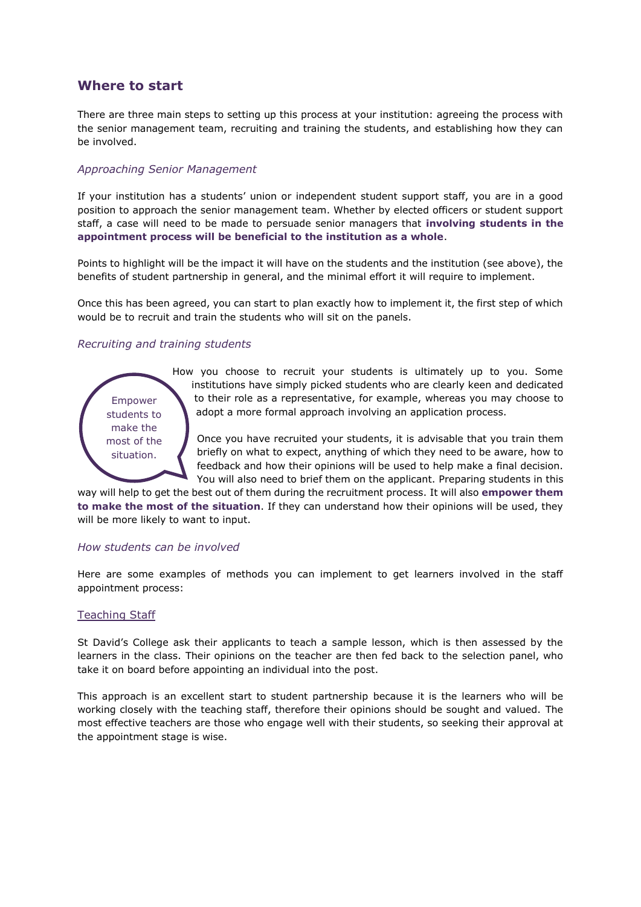## Where to start

There are three main steps to setting up this process at your institution: agreeing the process with the senior management team, recruiting and training the students, and establishing how they can be involved.

### *Approaching Senior Management*

If your institution has a students' union or independent student support staff, you are in a good position to approach the senior management team. Whether by elected officers or student support staff, a case will need to be made to persuade senior managers that **involving students in the appointment process will be beneficial to the institution as a whole**.

Points to highlight will be the impact it will have on the students and the institution (see above), the benefits of student partnership in general, and the minimal effort it will require to implement.

Once this has been agreed, you can start to plan exactly how to implement it, the first step of which would be to recruit and train the students who will sit on the panels.

### *Recruiting and training students*

> Empower students to make the most of the situation.

How you choose to recruit your students is ultimately up to you. Some institutions have simply picked students who are clearly keen and dedicated to their role as a representative, for example, whereas you may choose to adopt a more formal approach involving an application process.

Once you have recruited your students, it is advisable that you train them briefly on what to expect, anything of which they need to be aware, how to feedback and how their opinions will be used to help make a final decision. You will also need to brief them on the applicant. Preparing students in this way will help to get the best out of them during the recruitment process. It will also **empower them to make the most of the situation**. If they can understand how their opinions will be used, they will be more likely to want to input.

### *How students can be involved*

Here are some examples of methods you can implement to get learners involved in the staff appointment process:

#### Teaching Staff

St David's College ask their applicants to teach a sample lesson, which is then assessed by the learners in the class. Their opinions on the teacher are then fed back to the selection panel, who take it on board before appointing an individual into the post.

This approach is an excellent start to student partnership because it is the learners who will be working closely with the teaching staff, therefore their opinions should be sought and valued. The most effective teachers are those who engage well with their students, so seeking their approval at the appointment stage is wise.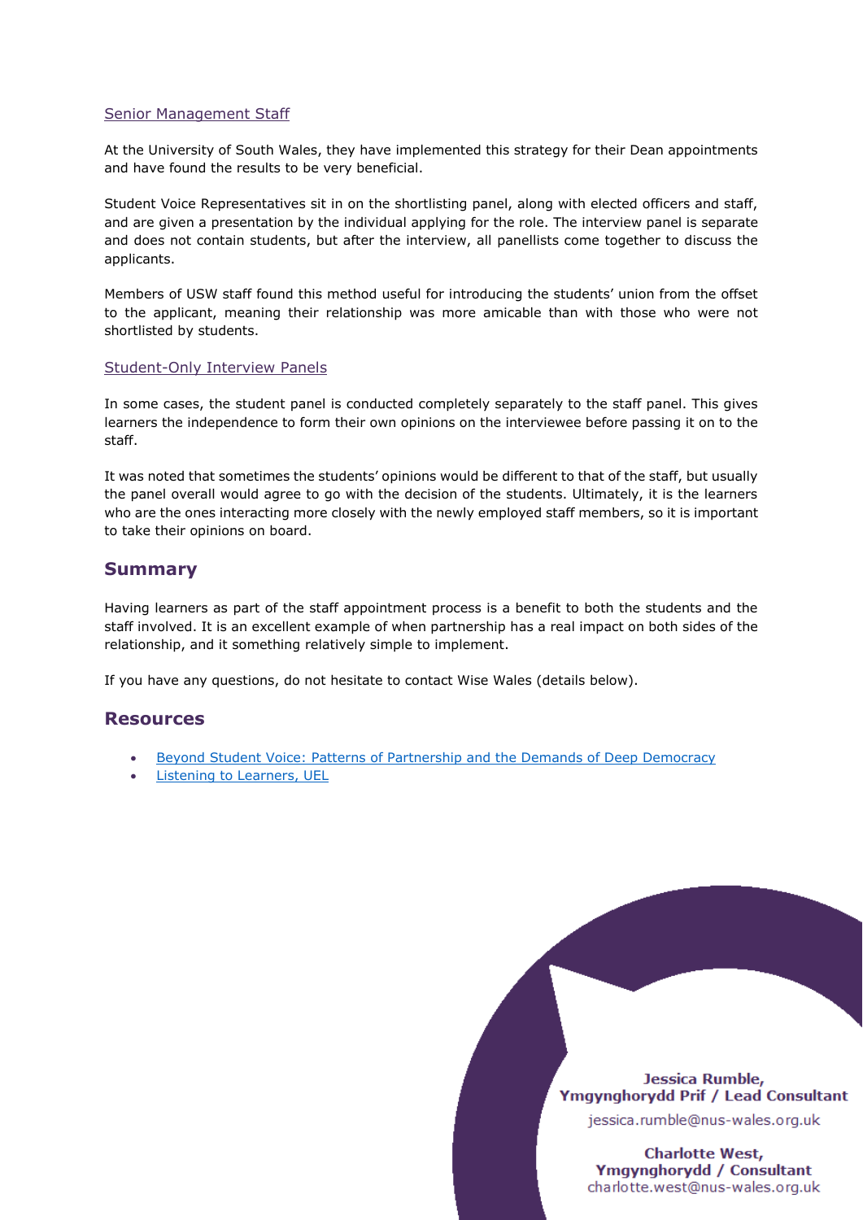Senior Management Staff

At the University of South Wales, they have implemented this strategy for their Dean appointments and have found the results to be very beneficial.

Student Voice Representatives sit in on the shortlisting panel, along with elected officers and staff, and are given a presentation by the individual applying for the role. The interview panel is separate and does not contain students, but after the interview, all panellists come together to discuss the applicants.

Members of USW staff found this method useful for introducing the students' union from the offset to the applicant, meaning their relationship was more amicable than with those who were not shortlisted by students.

Student-Only Interview Panels

In some cases, the student panel is conducted completely separately to the staff panel. This gives learners the independence to form their own opinions on the interviewee before passing it on to the staff.

It was noted that sometimes the students' opinions would be different to that of the staff, but usually the panel overall would agree to go with the decision of the students. Ultimately, it is the learners who are the ones interacting more closely with the newly employed staff members, so it is important to take their opinions on board.

## Summary

Having learners as part of the staff appointment process is a benefit to both the students and the staff involved. It is an excellent example of when partnership has a real impact on both sides of the relationship, and it something relatively simple to implement.

If you have any questions, do not hesitate to contact Wise Wales (details below).

## Resources

- Beyond Student Voice: Patterns of Partnership and the Demands of Deep Democracy
- Listening to Learners, UEL

**Jessica Rumble, Ymgynghorydd Prif / Lead Consultant**
jessica.rumble@nus-wales.org.uk

**Charlotte West, Ymgynghorydd / Consultant**
charlotte.west@nus-wales.org.uk